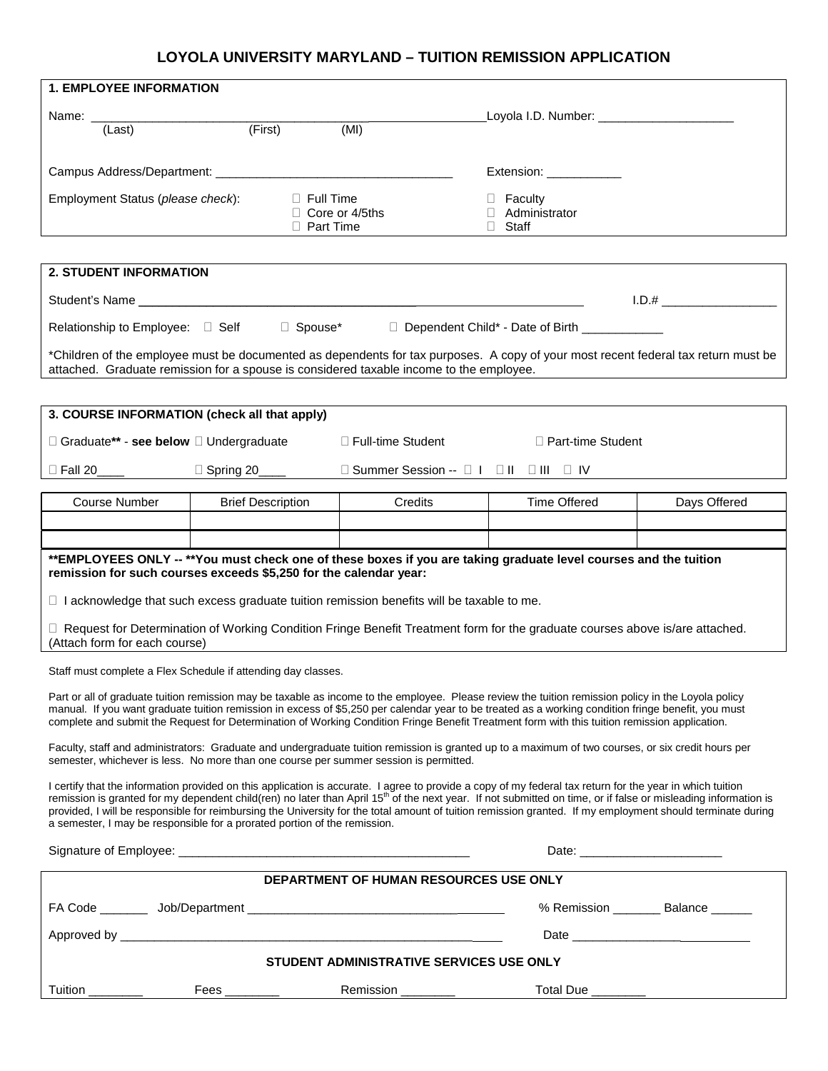# LOYOLA UNIVERSITY MARYLAND – TUITION REMISSION APPLICATION

## 1. EMPLOYEE INFORMATION

Name: ____________________________________________________________ Loyola I.D. Number: ____________________

(Last) (First) (MI)

Campus Address/Department: __________________________________ Extension: ___________

Employment Status (*please check*):
- ☐ Full Time
- ☐ Core or 4/5ths
- ☐ Part Time

- ☐ Faculty
- ☐ Administrator
- ☐ Staff

## 2. STUDENT INFORMATION

Student's Name ________________________________________________________________ I.D.# _________________

Relationship to Employee: ☐ Self ☐ Spouse* ☐ Dependent Child* - Date of Birth ____________

*Children of the employee must be documented as dependents for tax purposes. A copy of your most recent federal tax return must be attached. Graduate remission for a spouse is considered taxable income to the employee.

## 3. COURSE INFORMATION (check all that apply)

☐ Graduate** - **see below** ☐ Undergraduate ☐ Full-time Student ☐ Part-time Student

☐ Fall 20____ ☐ Spring 20____ ☐ Summer Session -- ☐ I ☐ II ☐ III ☐ IV

| Course Number | Brief Description | Credits | Time Offered | Days Offered |
|---|---|---|---|---|
| | | | | |
| | | | | |

****EMPLOYEES ONLY -- **You must check one of these boxes if you are taking graduate level courses and the tuition remission for such courses exceeds $5,250 for the calendar year:**

☐ I acknowledge that such excess graduate tuition remission benefits will be taxable to me.

☐ Request for Determination of Working Condition Fringe Benefit Treatment form for the graduate courses above is/are attached. (Attach form for each course)

Staff must complete a Flex Schedule if attending day classes.

Part or all of graduate tuition remission may be taxable as income to the employee. Please review the tuition remission policy in the Loyola policy manual. If you want graduate tuition remission in excess of $5,250 per calendar year to be treated as a working condition fringe benefit, you must complete and submit the Request for Determination of Working Condition Fringe Benefit Treatment form with this tuition remission application.

Faculty, staff and administrators: Graduate and undergraduate tuition remission is granted up to a maximum of two courses, or six credit hours per semester, whichever is less. No more than one course per summer session is permitted.

I certify that the information provided on this application is accurate. I agree to provide a copy of my federal tax return for the year in which tuition remission is granted for my dependent child(ren) no later than April 15th of the next year. If not submitted on time, or if false or misleading information is provided, I will be responsible for reimbursing the University for the total amount of tuition remission granted. If my employment should terminate during a semester, I may be responsible for a prorated portion of the remission.

Signature of Employee: ___________________________________________ Date: _____________________

**DEPARTMENT OF HUMAN RESOURCES USE ONLY**

FA Code _______ Job/Department _______________________________________ % Remission _______ Balance ______

Approved by ________________________________________________________ Date ___________________________

**STUDENT ADMINISTRATIVE SERVICES USE ONLY**

Tuition ________ Fees ________ Remission ________ Total Due ________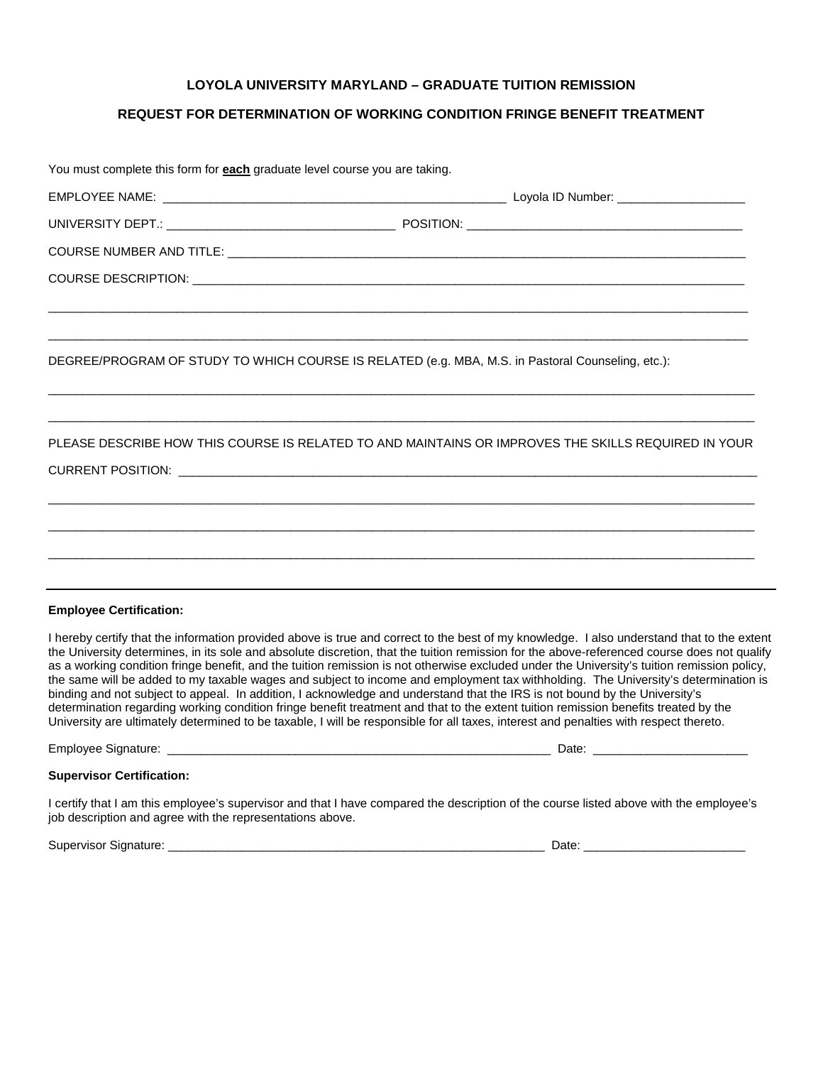## LOYOLA UNIVERSITY MARYLAND – GRADUATE TUITION REMISSION

## REQUEST FOR DETERMINATION OF WORKING CONDITION FRINGE BENEFIT TREATMENT

You must complete this form for **each** graduate level course you are taking.

EMPLOYEE NAME: _______________________________________________ Loyola ID Number: __________________

UNIVERSITY DEPT.: ________________________________ POSITION: ________________________________________

COURSE NUMBER AND TITLE: ________________________________________________________________________

COURSE DESCRIPTION: _____________________________________________________________________________

______________________________________________________________________________________________

______________________________________________________________________________________________

DEGREE/PROGRAM OF STUDY TO WHICH COURSE IS RELATED (e.g. MBA, M.S. in Pastoral Counseling, etc.):

______________________________________________________________________________________________

______________________________________________________________________________________________

PLEASE DESCRIBE HOW THIS COURSE IS RELATED TO AND MAINTAINS OR IMPROVES THE SKILLS REQUIRED IN YOUR

CURRENT POSITION: ________________________________________________________________________________

______________________________________________________________________________________________

______________________________________________________________________________________________

______________________________________________________________________________________________

---

**Employee Certification:**

I hereby certify that the information provided above is true and correct to the best of my knowledge. I also understand that to the extent the University determines, in its sole and absolute discretion, that the tuition remission for the above-referenced course does not qualify as a working condition fringe benefit, and the tuition remission is not otherwise excluded under the University's tuition remission policy, the same will be added to my taxable wages and subject to income and employment tax withholding. The University's determination is binding and not subject to appeal. In addition, I acknowledge and understand that the IRS is not bound by the University's determination regarding working condition fringe benefit treatment and that to the extent tuition remission benefits treated by the University are ultimately determined to be taxable, I will be responsible for all taxes, interest and penalties with respect thereto.

Employee Signature: _____________________________________________________ Date: ______________________

**Supervisor Certification:**

I certify that I am this employee's supervisor and that I have compared the description of the course listed above with the employee's job description and agree with the representations above.

Supervisor Signature: ____________________________________________________ Date: _______________________